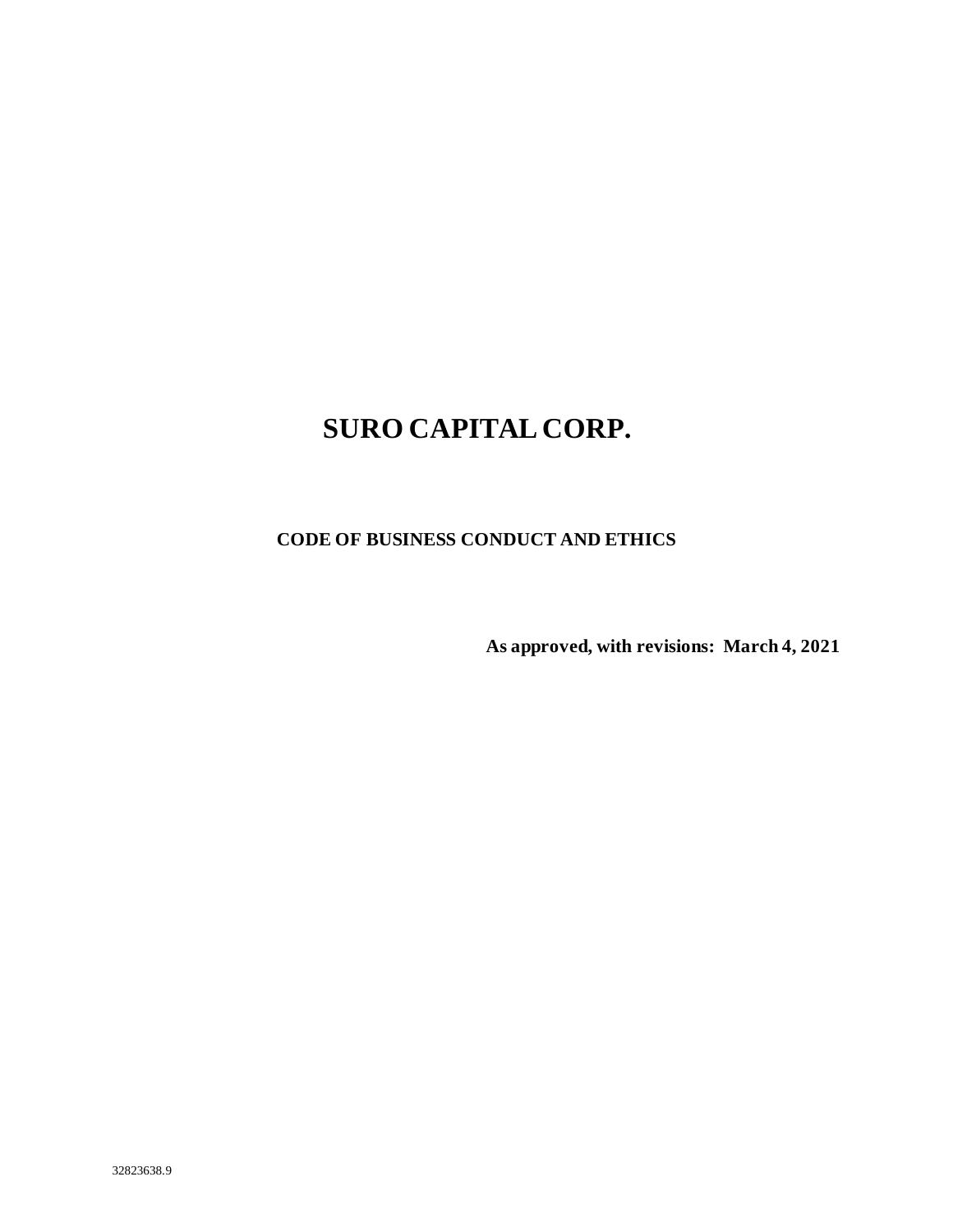# SURO CAPITAL CORP.

## CODE OF BUSINESS CONDUCT AND ETHICS

**As approved, with revisions: March 4, 2021**

32823638.9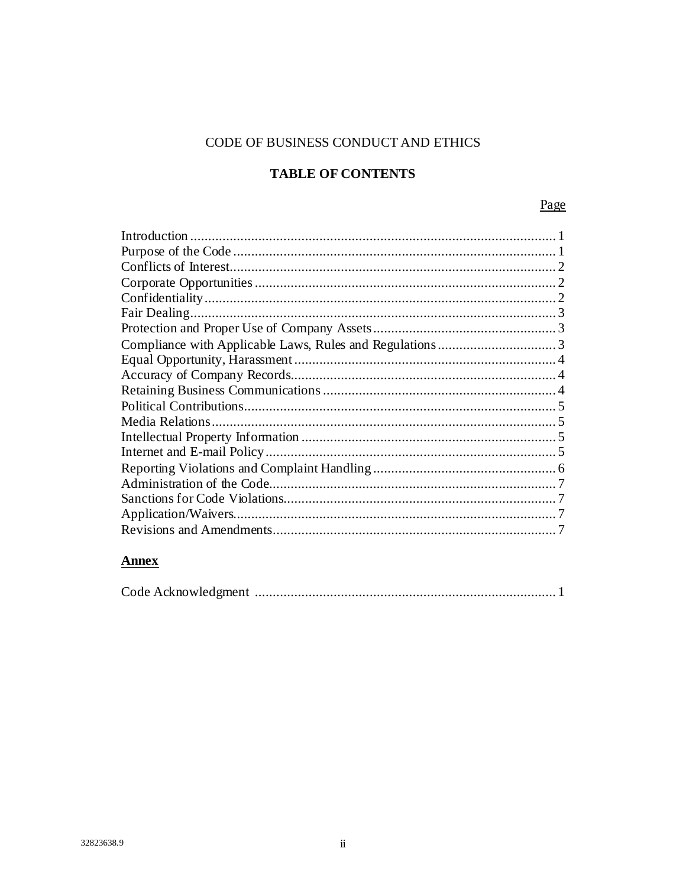CODE OF BUSINESS CONDUCT AND ETHICS

**TABLE OF CONTENTS**

| | Page |
|---|---|
| Introduction | 1 |
| Purpose of the Code | 1 |
| Conflicts of Interest | 2 |
| Corporate Opportunities | 2 |
| Confidentiality | 2 |
| Fair Dealing | 3 |
| Protection and Proper Use of Company Assets | 3 |
| Compliance with Applicable Laws, Rules and Regulations | 3 |
| Equal Opportunity, Harassment | 4 |
| Accuracy of Company Records | 4 |
| Retaining Business Communications | 4 |
| Political Contributions | 5 |
| Media Relations | 5 |
| Intellectual Property Information | 5 |
| Internet and E-mail Policy | 5 |
| Reporting Violations and Complaint Handling | 6 |
| Administration of the Code | 7 |
| Sanctions for Code Violations | 7 |
| Application/Waivers | 7 |
| Revisions and Amendments | 7 |

**Annex**

| | |
|---|---|
| Code Acknowledgment | 1 |

32823638.9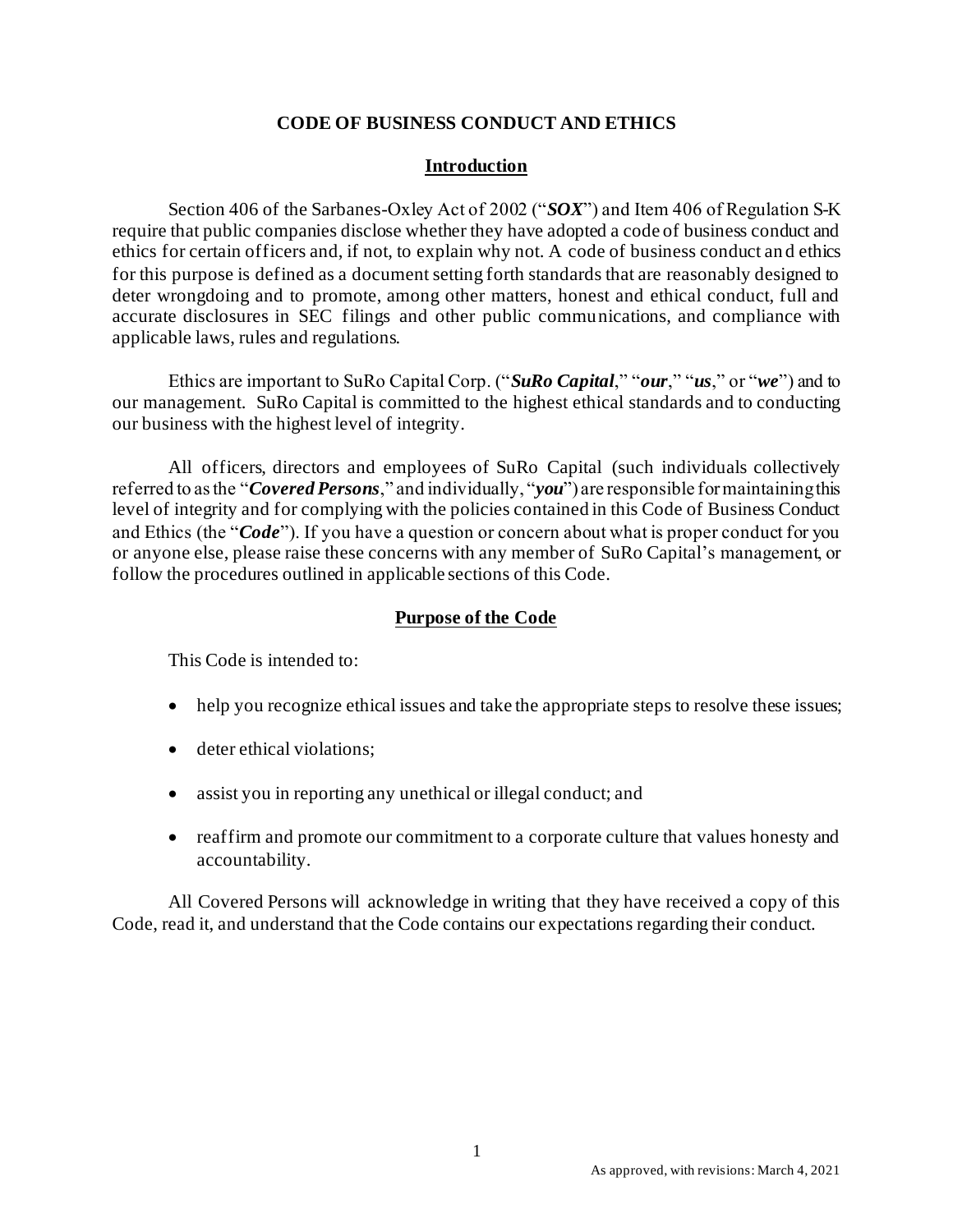# CODE OF BUSINESS CONDUCT AND ETHICS

## Introduction

Section 406 of the Sarbanes-Oxley Act of 2002 ("***SOX***") and Item 406 of Regulation S-K require that public companies disclose whether they have adopted a code of business conduct and ethics for certain officers and, if not, to explain why not. A code of business conduct and ethics for this purpose is defined as a document setting forth standards that are reasonably designed to deter wrongdoing and to promote, among other matters, honest and ethical conduct, full and accurate disclosures in SEC filings and other public communications, and compliance with applicable laws, rules and regulations.

Ethics are important to SuRo Capital Corp. ("***SuRo Capital***," "***our***," "***us***," or "***we***") and to our management. SuRo Capital is committed to the highest ethical standards and to conducting our business with the highest level of integrity.

All officers, directors and employees of SuRo Capital (such individuals collectively referred to as the "***Covered Persons***," and individually, "***you***") are responsible for maintaining this level of integrity and for complying with the policies contained in this Code of Business Conduct and Ethics (the "***Code***"). If you have a question or concern about what is proper conduct for you or anyone else, please raise these concerns with any member of SuRo Capital's management, or follow the procedures outlined in applicable sections of this Code.

## Purpose of the Code

This Code is intended to:

- help you recognize ethical issues and take the appropriate steps to resolve these issues;
- deter ethical violations;
- assist you in reporting any unethical or illegal conduct; and
- reaffirm and promote our commitment to a corporate culture that values honesty and accountability.

All Covered Persons will acknowledge in writing that they have received a copy of this Code, read it, and understand that the Code contains our expectations regarding their conduct.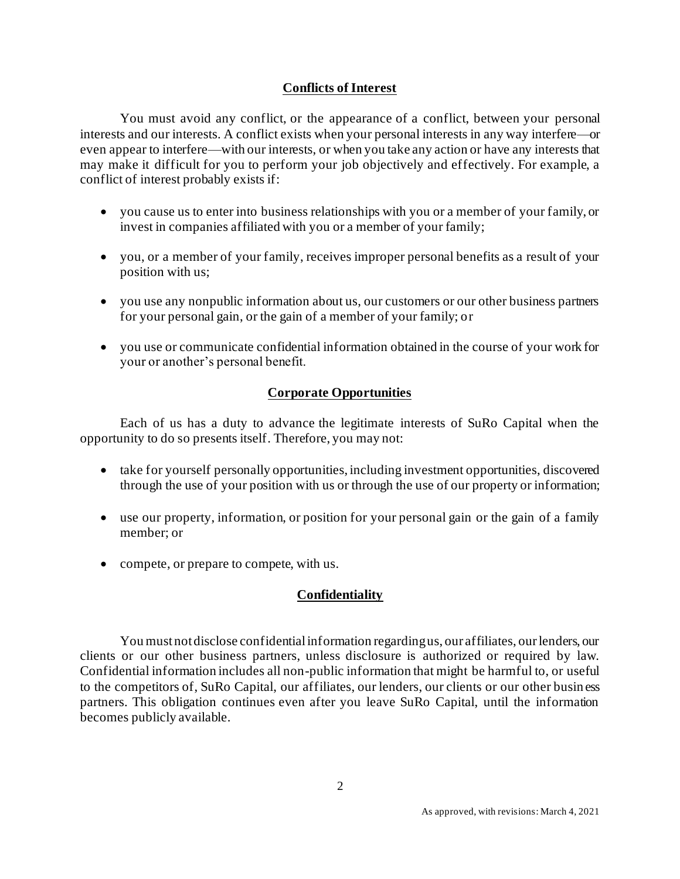## Conflicts of Interest

You must avoid any conflict, or the appearance of a conflict, between your personal interests and our interests. A conflict exists when your personal interests in any way interfere—or even appear to interfere—with our interests, or when you take any action or have any interests that may make it difficult for you to perform your job objectively and effectively. For example, a conflict of interest probably exists if:

- you cause us to enter into business relationships with you or a member of your family, or invest in companies affiliated with you or a member of your family;
- you, or a member of your family, receives improper personal benefits as a result of your position with us;
- you use any nonpublic information about us, our customers or our other business partners for your personal gain, or the gain of a member of your family; or
- you use or communicate confidential information obtained in the course of your work for your or another's personal benefit.

## Corporate Opportunities

Each of us has a duty to advance the legitimate interests of SuRo Capital when the opportunity to do so presents itself. Therefore, you may not:

- take for yourself personally opportunities, including investment opportunities, discovered through the use of your position with us or through the use of our property or information;
- use our property, information, or position for your personal gain or the gain of a family member; or
- compete, or prepare to compete, with us.

## Confidentiality

You must not disclose confidential information regarding us, our affiliates, our lenders, our clients or our other business partners, unless disclosure is authorized or required by law. Confidential information includes all non-public information that might be harmful to, or useful to the competitors of, SuRo Capital, our affiliates, our lenders, our clients or our other business partners. This obligation continues even after you leave SuRo Capital, until the information becomes publicly available.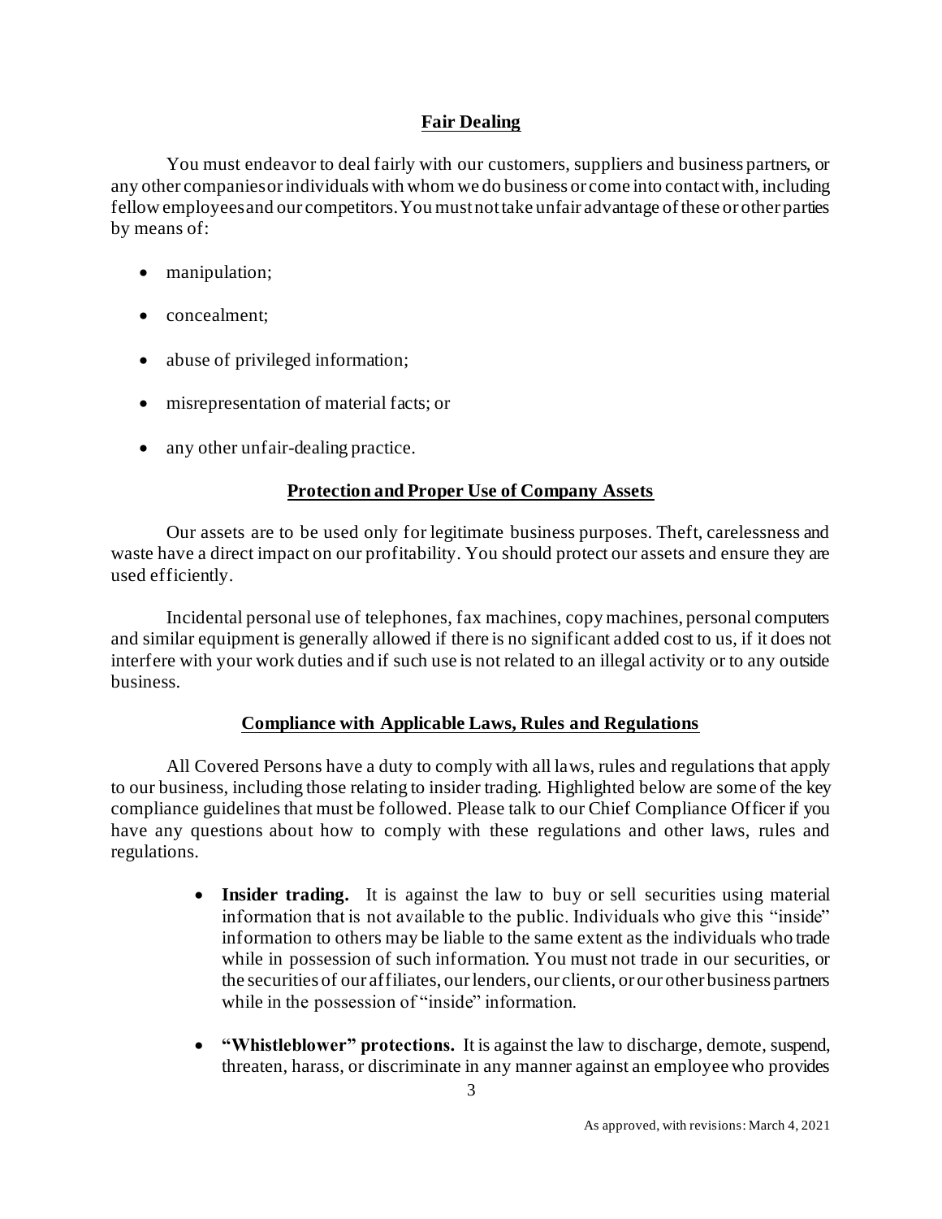## Fair Dealing

You must endeavor to deal fairly with our customers, suppliers and business partners, or any other companies or individuals with whom we do business or come into contact with, including fellow employees and our competitors. You must not take unfair advantage of these or other parties by means of:

- manipulation;
- concealment;
- abuse of privileged information;
- misrepresentation of material facts; or
- any other unfair-dealing practice.

## Protection and Proper Use of Company Assets

Our assets are to be used only for legitimate business purposes. Theft, carelessness and waste have a direct impact on our profitability. You should protect our assets and ensure they are used efficiently.

Incidental personal use of telephones, fax machines, copy machines, personal computers and similar equipment is generally allowed if there is no significant added cost to us, if it does not interfere with your work duties and if such use is not related to an illegal activity or to any outside business.

## Compliance with Applicable Laws, Rules and Regulations

All Covered Persons have a duty to comply with all laws, rules and regulations that apply to our business, including those relating to insider trading. Highlighted below are some of the key compliance guidelines that must be followed. Please talk to our Chief Compliance Officer if you have any questions about how to comply with these regulations and other laws, rules and regulations.

- **Insider trading.** It is against the law to buy or sell securities using material information that is not available to the public. Individuals who give this "inside" information to others may be liable to the same extent as the individuals who trade while in possession of such information. You must not trade in our securities, or the securities of our affiliates, our lenders, our clients, or our other business partners while in the possession of "inside" information.
- **"Whistleblower" protections.** It is against the law to discharge, demote, suspend, threaten, harass, or discriminate in any manner against an employee who provides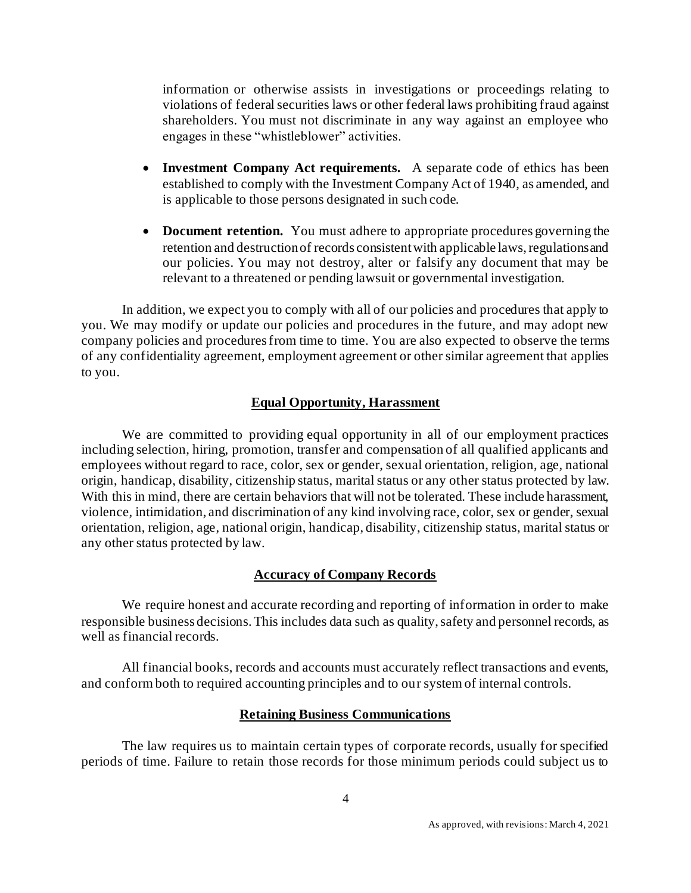information or otherwise assists in investigations or proceedings relating to violations of federal securities laws or other federal laws prohibiting fraud against shareholders. You must not discriminate in any way against an employee who engages in these "whistleblower" activities.

- **Investment Company Act requirements.** A separate code of ethics has been established to comply with the Investment Company Act of 1940, as amended, and is applicable to those persons designated in such code.

- **Document retention.** You must adhere to appropriate procedures governing the retention and destruction of records consistent with applicable laws, regulations and our policies. You may not destroy, alter or falsify any document that may be relevant to a threatened or pending lawsuit or governmental investigation.

In addition, we expect you to comply with all of our policies and procedures that apply to you. We may modify or update our policies and procedures in the future, and may adopt new company policies and procedures from time to time. You are also expected to observe the terms of any confidentiality agreement, employment agreement or other similar agreement that applies to you.

## Equal Opportunity, Harassment

We are committed to providing equal opportunity in all of our employment practices including selection, hiring, promotion, transfer and compensation of all qualified applicants and employees without regard to race, color, sex or gender, sexual orientation, religion, age, national origin, handicap, disability, citizenship status, marital status or any other status protected by law. With this in mind, there are certain behaviors that will not be tolerated. These include harassment, violence, intimidation, and discrimination of any kind involving race, color, sex or gender, sexual orientation, religion, age, national origin, handicap, disability, citizenship status, marital status or any other status protected by law.

## Accuracy of Company Records

We require honest and accurate recording and reporting of information in order to make responsible business decisions. This includes data such as quality, safety and personnel records, as well as financial records.

All financial books, records and accounts must accurately reflect transactions and events, and conform both to required accounting principles and to our system of internal controls.

## Retaining Business Communications

The law requires us to maintain certain types of corporate records, usually for specified periods of time. Failure to retain those records for those minimum periods could subject us to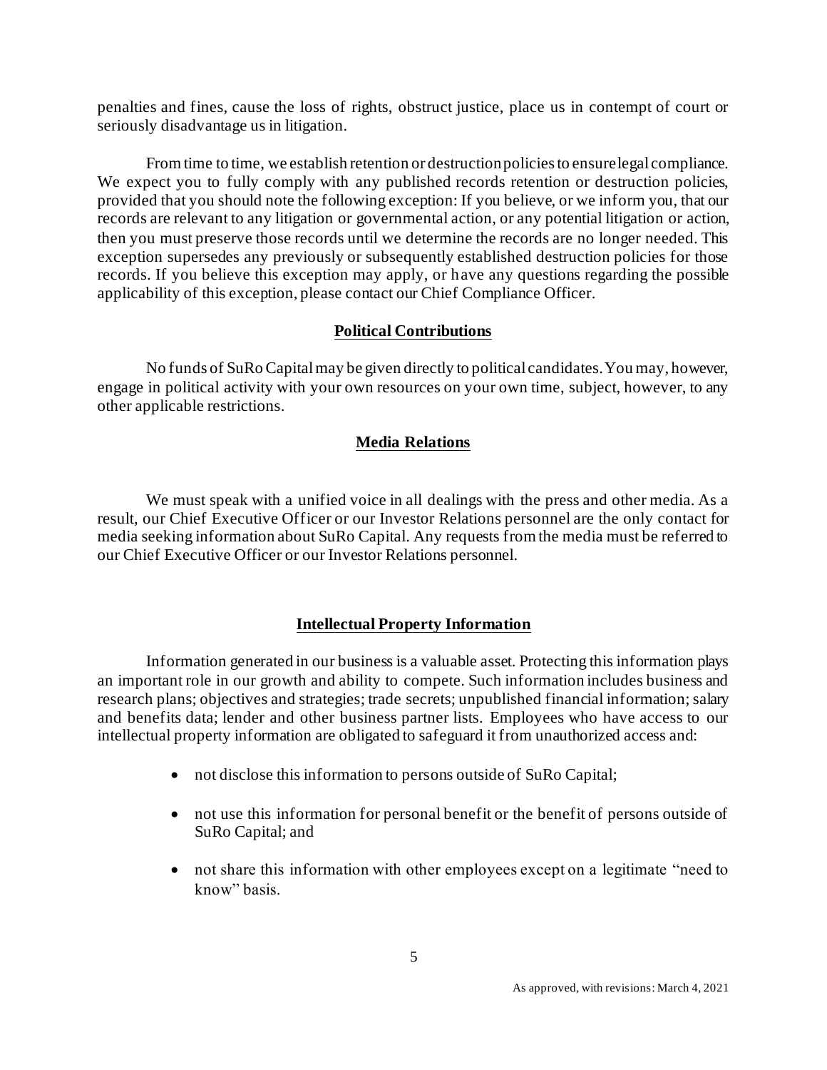penalties and fines, cause the loss of rights, obstruct justice, place us in contempt of court or seriously disadvantage us in litigation.

From time to time, we establish retention or destruction policies to ensure legal compliance. We expect you to fully comply with any published records retention or destruction policies, provided that you should note the following exception: If you believe, or we inform you, that our records are relevant to any litigation or governmental action, or any potential litigation or action, then you must preserve those records until we determine the records are no longer needed. This exception supersedes any previously or subsequently established destruction policies for those records. If you believe this exception may apply, or have any questions regarding the possible applicability of this exception, please contact our Chief Compliance Officer.

## Political Contributions

No funds of SuRo Capital may be given directly to political candidates. You may, however, engage in political activity with your own resources on your own time, subject, however, to any other applicable restrictions.

## Media Relations

We must speak with a unified voice in all dealings with the press and other media. As a result, our Chief Executive Officer or our Investor Relations personnel are the only contact for media seeking information about SuRo Capital. Any requests from the media must be referred to our Chief Executive Officer or our Investor Relations personnel.

## Intellectual Property Information

Information generated in our business is a valuable asset. Protecting this information plays an important role in our growth and ability to compete. Such information includes business and research plans; objectives and strategies; trade secrets; unpublished financial information; salary and benefits data; lender and other business partner lists. Employees who have access to our intellectual property information are obligated to safeguard it from unauthorized access and:

- not disclose this information to persons outside of SuRo Capital;
- not use this information for personal benefit or the benefit of persons outside of SuRo Capital; and
- not share this information with other employees except on a legitimate "need to know" basis.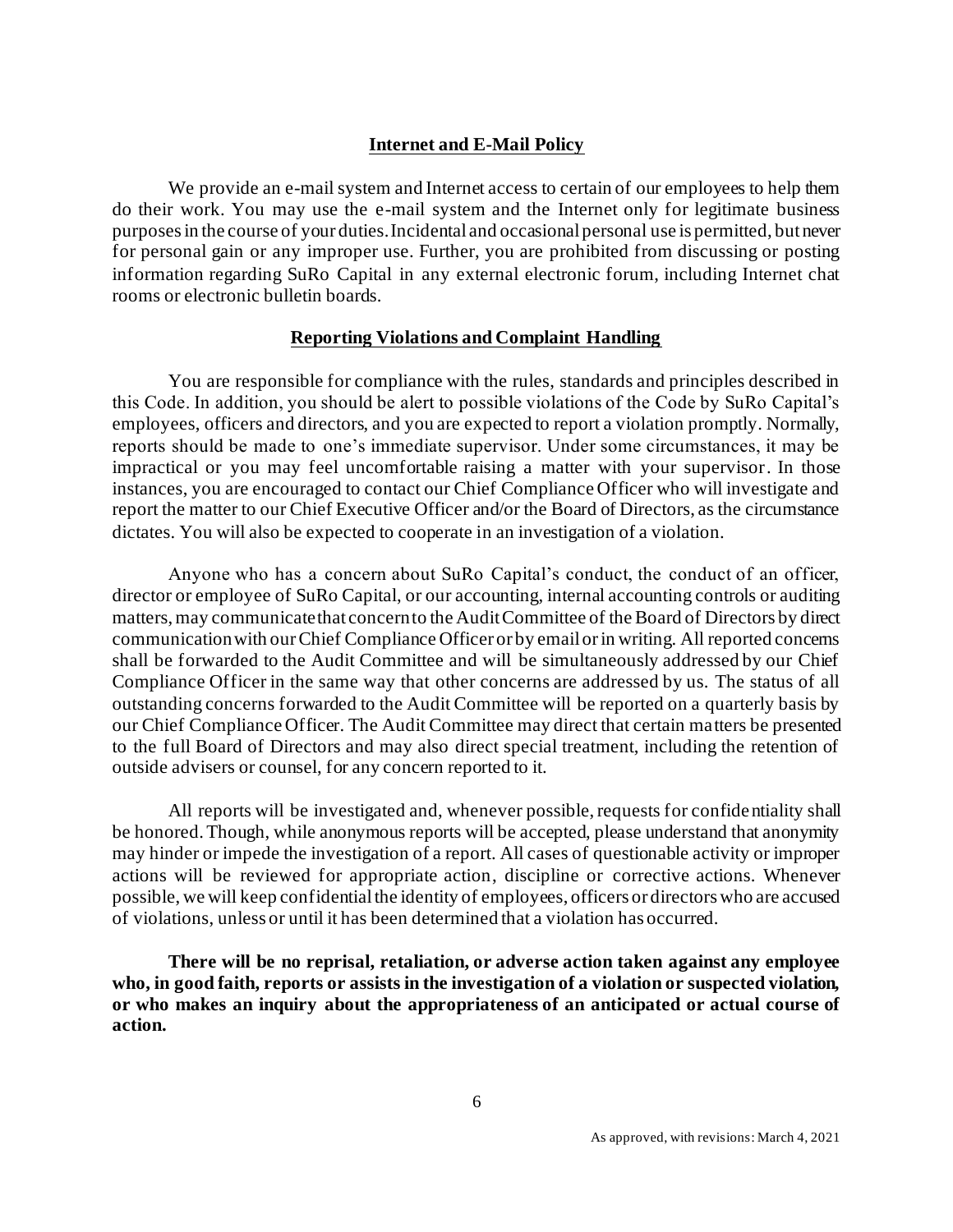## Internet and E-Mail Policy

We provide an e-mail system and Internet access to certain of our employees to help them do their work. You may use the e-mail system and the Internet only for legitimate business purposes in the course of your duties. Incidental and occasional personal use is permitted, but never for personal gain or any improper use. Further, you are prohibited from discussing or posting information regarding SuRo Capital in any external electronic forum, including Internet chat rooms or electronic bulletin boards.

## Reporting Violations and Complaint Handling

You are responsible for compliance with the rules, standards and principles described in this Code. In addition, you should be alert to possible violations of the Code by SuRo Capital's employees, officers and directors, and you are expected to report a violation promptly. Normally, reports should be made to one's immediate supervisor. Under some circumstances, it may be impractical or you may feel uncomfortable raising a matter with your supervisor. In those instances, you are encouraged to contact our Chief Compliance Officer who will investigate and report the matter to our Chief Executive Officer and/or the Board of Directors, as the circumstance dictates. You will also be expected to cooperate in an investigation of a violation.

Anyone who has a concern about SuRo Capital's conduct, the conduct of an officer, director or employee of SuRo Capital, or our accounting, internal accounting controls or auditing matters, may communicate that concern to the Audit Committee of the Board of Directors by direct communication with our Chief Compliance Officer or by email or in writing. All reported concerns shall be forwarded to the Audit Committee and will be simultaneously addressed by our Chief Compliance Officer in the same way that other concerns are addressed by us. The status of all outstanding concerns forwarded to the Audit Committee will be reported on a quarterly basis by our Chief Compliance Officer. The Audit Committee may direct that certain matters be presented to the full Board of Directors and may also direct special treatment, including the retention of outside advisers or counsel, for any concern reported to it.

All reports will be investigated and, whenever possible, requests for confidentiality shall be honored. Though, while anonymous reports will be accepted, please understand that anonymity may hinder or impede the investigation of a report. All cases of questionable activity or improper actions will be reviewed for appropriate action, discipline or corrective actions. Whenever possible, we will keep confidential the identity of employees, officers or directors who are accused of violations, unless or until it has been determined that a violation has occurred.

**There will be no reprisal, retaliation, or adverse action taken against any employee who, in good faith, reports or assists in the investigation of a violation or suspected violation, or who makes an inquiry about the appropriateness of an anticipated or actual course of action.**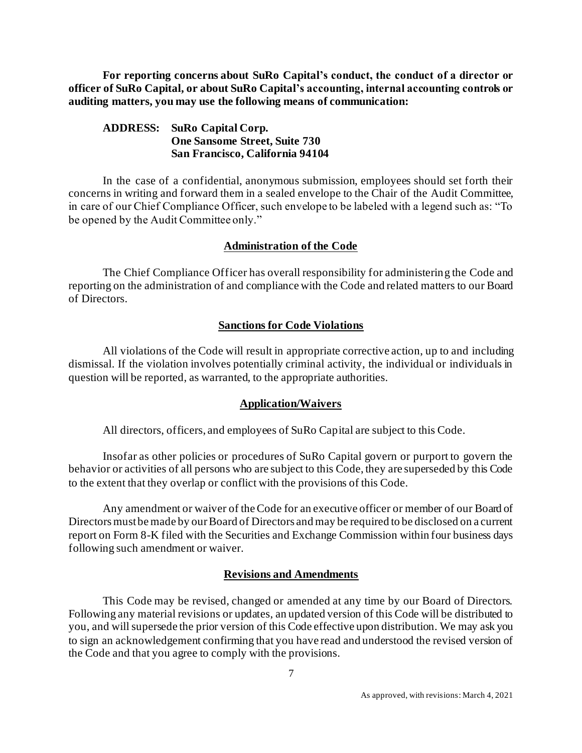**For reporting concerns about SuRo Capital's conduct, the conduct of a director or officer of SuRo Capital, or about SuRo Capital's accounting, internal accounting controls or auditing matters, you may use the following means of communication:**

**ADDRESS: SuRo Capital Corp.**
**One Sansome Street, Suite 730**
**San Francisco, California 94104**

In the case of a confidential, anonymous submission, employees should set forth their concerns in writing and forward them in a sealed envelope to the Chair of the Audit Committee, in care of our Chief Compliance Officer, such envelope to be labeled with a legend such as: "To be opened by the Audit Committee only."

## Administration of the Code

The Chief Compliance Officer has overall responsibility for administering the Code and reporting on the administration of and compliance with the Code and related matters to our Board of Directors.

## Sanctions for Code Violations

All violations of the Code will result in appropriate corrective action, up to and including dismissal. If the violation involves potentially criminal activity, the individual or individuals in question will be reported, as warranted, to the appropriate authorities.

## Application/Waivers

All directors, officers, and employees of SuRo Capital are subject to this Code.

Insofar as other policies or procedures of SuRo Capital govern or purport to govern the behavior or activities of all persons who are subject to this Code, they are superseded by this Code to the extent that they overlap or conflict with the provisions of this Code.

Any amendment or waiver of the Code for an executive officer or member of our Board of Directors must be made by our Board of Directors and may be required to be disclosed on a current report on Form 8-K filed with the Securities and Exchange Commission within four business days following such amendment or waiver.

## Revisions and Amendments

This Code may be revised, changed or amended at any time by our Board of Directors. Following any material revisions or updates, an updated version of this Code will be distributed to you, and will supersede the prior version of this Code effective upon distribution. We may ask you to sign an acknowledgement confirming that you have read and understood the revised version of the Code and that you agree to comply with the provisions.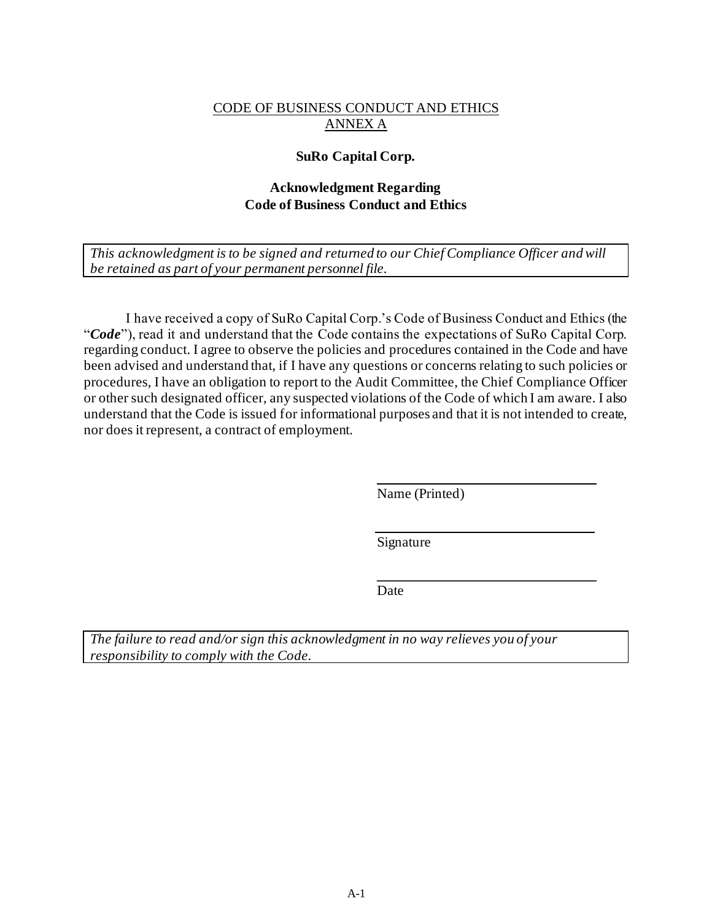CODE OF BUSINESS CONDUCT AND ETHICS
ANNEX A

**SuRo Capital Corp.**

**Acknowledgment Regarding**
**Code of Business Conduct and Ethics**

*This acknowledgment is to be signed and returned to our Chief Compliance Officer and will be retained as part of your permanent personnel file.*

I have received a copy of SuRo Capital Corp.'s Code of Business Conduct and Ethics (the "***Code***"), read it and understand that the Code contains the expectations of SuRo Capital Corp. regarding conduct. I agree to observe the policies and procedures contained in the Code and have been advised and understand that, if I have any questions or concerns relating to such policies or procedures, I have an obligation to report to the Audit Committee, the Chief Compliance Officer or other such designated officer, any suspected violations of the Code of which I am aware. I also understand that the Code is issued for informational purposes and that it is not intended to create, nor does it represent, a contract of employment.

\_\_\_\_\_\_\_\_\_\_\_\_\_\_\_\_\_\_\_\_\_\_\_\_\_\_\_\_\_\_\_\_
Name (Printed)

\_\_\_\_\_\_\_\_\_\_\_\_\_\_\_\_\_\_\_\_\_\_\_\_\_\_\_\_\_\_\_\_
Signature

\_\_\_\_\_\_\_\_\_\_\_\_\_\_\_\_\_\_\_\_\_\_\_\_\_\_\_\_\_\_\_\_
Date

*The failure to read and/or sign this acknowledgment in no way relieves you of your responsibility to comply with the Code.*